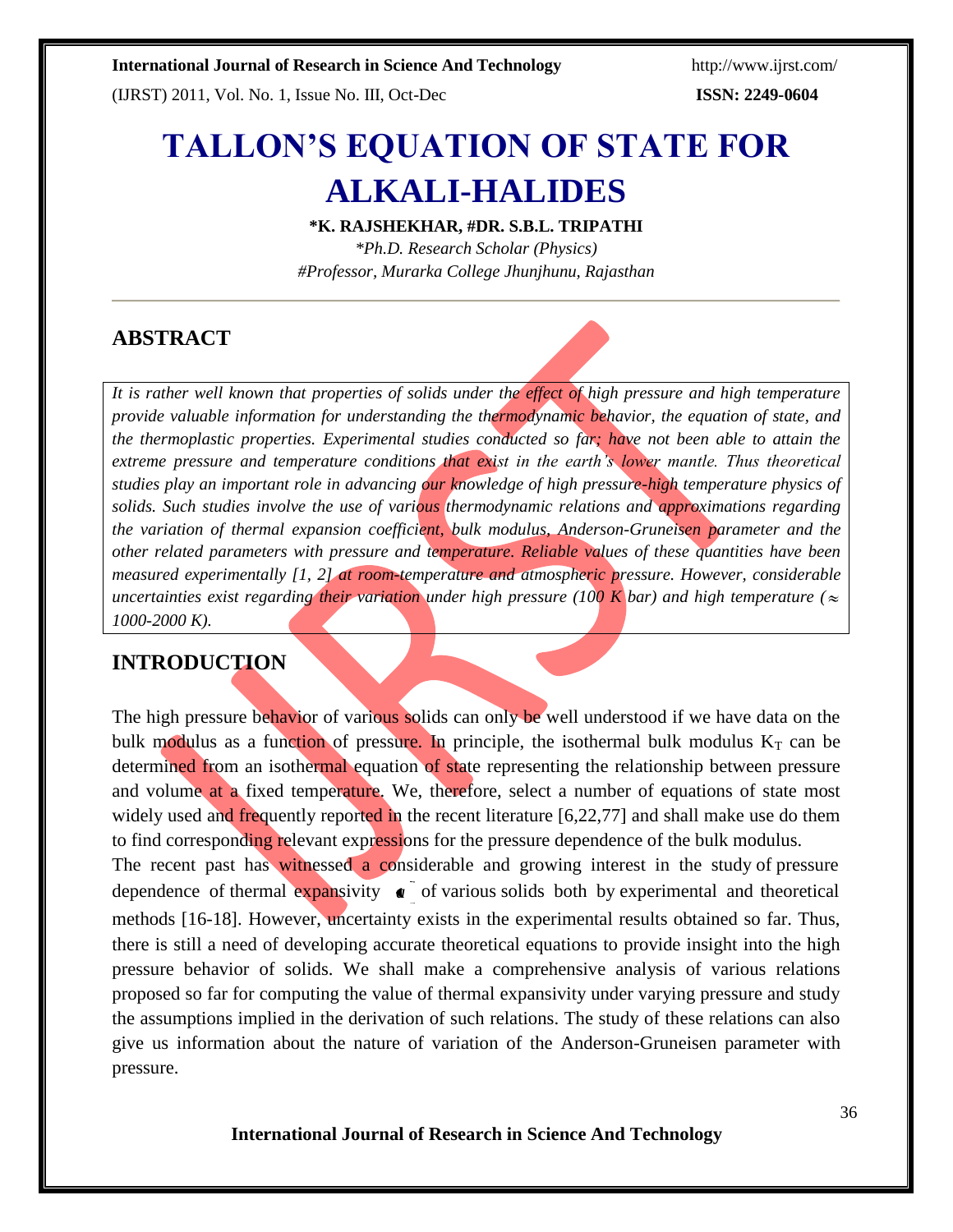// TALLON'S EQUATION OF STATE FOR ALKALI-HALIDES

**\*K. RAJSHEKHAR, #DR. S.B.L. TRIPATHI**

*\*Ph.D. Research Scholar (Physics)*

*#Professor, Murarka College Jhunjhunu, Rajasthan*

## ABSTRACT

*It is rather well known that properties of solids under the effect of high pressure and high temperature provide valuable information for understanding the thermodynamic behavior, the equation of state, and the thermoplastic properties. Experimental studies conducted so far; have not been able to attain the extreme pressure and temperature conditions that exist in the earth's lower mantle. Thus theoretical studies play an important role in advancing our knowledge of high pressure-high temperature physics of solids. Such studies involve the use of various thermodynamic relations and approximations regarding the variation of thermal expansion coefficient, bulk modulus, Anderson-Gruneisen parameter and the other related parameters with pressure and temperature. Reliable values of these quantities have been measured experimentally [1, 2] at room-temperature and atmospheric pressure. However, considerable uncertainties exist regarding their variation under high pressure (100 K bar) and high temperature ($\approx$ 1000-2000 K).*

## INTRODUCTION

The high pressure behavior of various solids can only be well understood if we have data on the bulk modulus as a function of pressure. In principle, the isothermal bulk modulus $K_T$ can be determined from an isothermal equation of state representing the relationship between pressure and volume at a fixed temperature. We, therefore, select a number of equations of state most widely used and frequently reported in the recent literature [6,22,77] and shall make use do them to find corresponding relevant expressions for the pressure dependence of the bulk modulus.

The recent past has witnessed a considerable and growing interest in the study of pressure dependence of thermal expansivity $(\alpha)$ of various solids both by experimental and theoretical methods [16-18]. However, uncertainty exists in the experimental results obtained so far. Thus, there is still a need of developing accurate theoretical equations to provide insight into the high pressure behavior of solids. We shall make a comprehensive analysis of various relations proposed so far for computing the value of thermal expansivity under varying pressure and study the assumptions implied in the derivation of such relations. The study of these relations can also give us information about the nature of variation of the Anderson-Gruneisen parameter with pressure.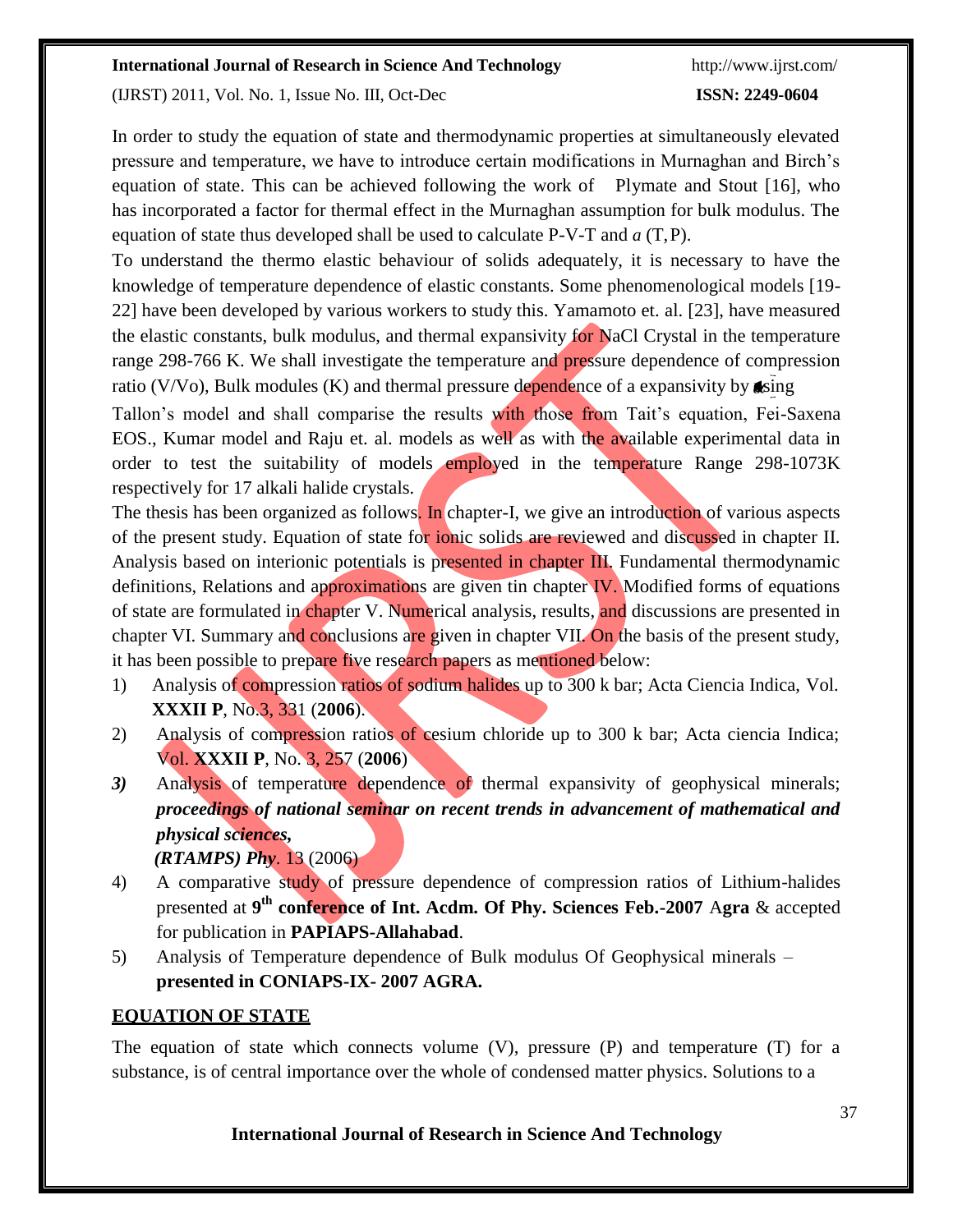In order to study the equation of state and thermodynamic properties at simultaneously elevated pressure and temperature, we have to introduce certain modifications in Murnaghan and Birch's equation of state. This can be achieved following the work of Plymate and Stout [16], who has incorporated a factor for thermal effect in the Murnaghan assumption for bulk modulus. The equation of state thus developed shall be used to calculate P-V-T and $a$ (T, P).

To understand the thermo elastic behaviour of solids adequately, it is necessary to have the knowledge of temperature dependence of elastic constants. Some phenomenological models [19-22] have been developed by various workers to study this. Yamamoto et. al. [23], have measured the elastic constants, bulk modulus, and thermal expansivity for NaCl Crystal in the temperature range 298-766 K. We shall investigate the temperature and pressure dependence of compression ratio (V/Vo), Bulk modules (K) and thermal pressure dependence of a expansivity by using Tallon's model and shall comparise the results with those from Tait's equation, Fei-Saxena EOS., Kumar model and Raju et. al. models as well as with the available experimental data in order to test the suitability of models employed in the temperature Range 298-1073K respectively for 17 alkali halide crystals.

The thesis has been organized as follows. In chapter-I, we give an introduction of various aspects of the present study. Equation of state for ionic solids are reviewed and discussed in chapter II. Analysis based on interionic potentials is presented in chapter III. Fundamental thermodynamic definitions, Relations and approximations are given tin chapter IV. Modified forms of equations of state are formulated in chapter V. Numerical analysis, results, and discussions are presented in chapter VI. Summary and conclusions are given in chapter VII. On the basis of the present study, it has been possible to prepare five research papers as mentioned below:

1) Analysis of compression ratios of sodium halides up to 300 k bar; Acta Ciencia Indica, Vol. **XXXII P**, No.3, 331 (**2006**).
2) Analysis of compression ratios of cesium chloride up to 300 k bar; Acta ciencia Indica; Vol. **XXXII P**, No. 3, 257 (**2006**)
3) Analysis of temperature dependence of thermal expansivity of geophysical minerals; ***proceedings of national seminar on recent trends in advancement of mathematical and physical sciences,***
***(RTAMPS) Phy***. 13 (2006)
4) A comparative study of pressure dependence of compression ratios of Lithium-halides presented at **9th conference of Int. Acdm. Of Phy. Sciences Feb.-2007** A**gra** & accepted for publication in **PAPIAPS-Allahabad**.
5) Analysis of Temperature dependence of Bulk modulus Of Geophysical minerals – **presented in CONIAPS-IX- 2007 AGRA.**

## EQUATION OF STATE

The equation of state which connects volume (V), pressure (P) and temperature (T) for a substance, is of central importance over the whole of condensed matter physics. Solutions to a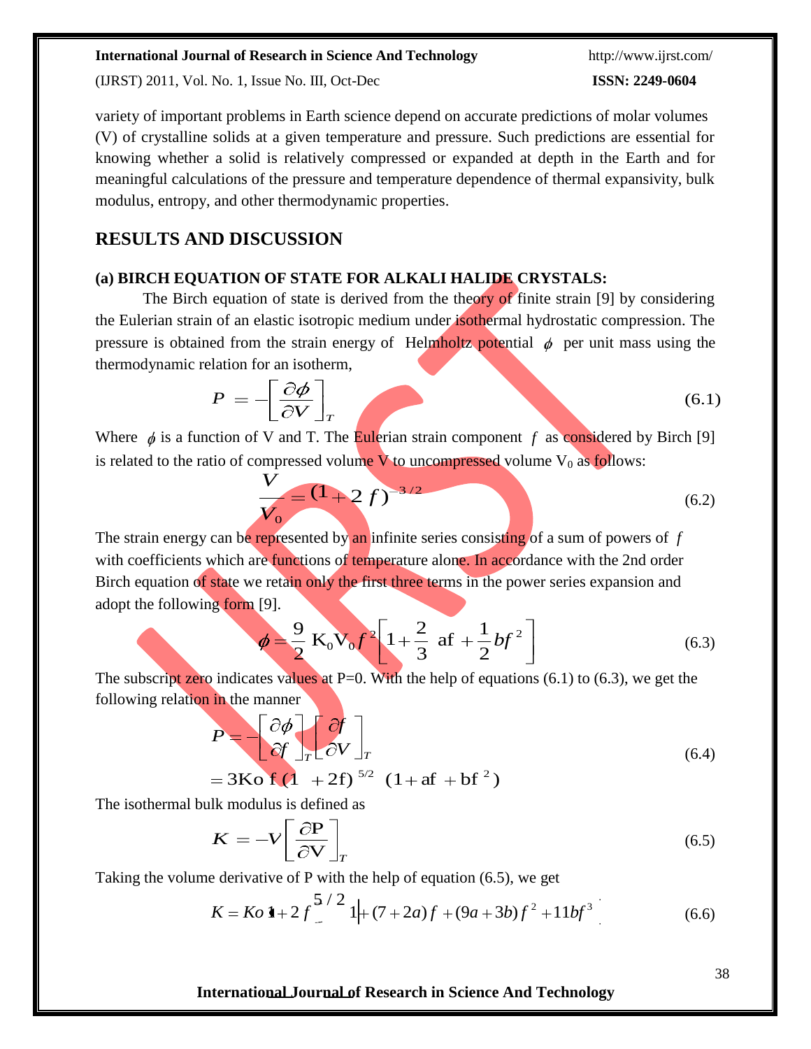variety of important problems in Earth science depend on accurate predictions of molar volumes (V) of crystalline solids at a given temperature and pressure. Such predictions are essential for knowing whether a solid is relatively compressed or expanded at depth in the Earth and for meaningful calculations of the pressure and temperature dependence of thermal expansivity, bulk modulus, entropy, and other thermodynamic properties.

## RESULTS AND DISCUSSION

### (a) BIRCH EQUATION OF STATE FOR ALKALI HALIDE CRYSTALS:

The Birch equation of state is derived from the theory of finite strain [9] by considering the Eulerian strain of an elastic isotropic medium under isothermal hydrostatic compression. The pressure is obtained from the strain energy of Helmholtz potential $\phi$ per unit mass using the thermodynamic relation for an isotherm,

$$P = -\left[\frac{\partial \phi}{\partial V}\right]_T \tag{6.1}$$

Where $\phi$ is a function of V and T. The Eulerian strain component $f$ as considered by Birch [9] is related to the ratio of compressed volume V to uncompressed volume $V_0$ as follows:

$$\frac{V}{V_0} = (1+2f)^{-3/2} \tag{6.2}$$

The strain energy can be represented by an infinite series consisting of a sum of powers of $f$ with coefficients which are functions of temperature alone. In accordance with the 2nd order Birch equation of state we retain only the first three terms in the power series expansion and adopt the following form [9].

$$\phi = \frac{9}{2} K_0 V_0 f^2 \left[1 + \frac{2}{3} af + \frac{1}{2} bf^2\right] \tag{6.3}$$

The subscript zero indicates values at P=0. With the help of equations (6.1) to (6.3), we get the following relation in the manner

$$P = -\left[\frac{\partial \phi}{\partial f}\right]_T \left[\frac{\partial f}{\partial V}\right]_T$$
$$= 3K_0 f (1+2f)^{5/2} (1 + af + bf^2) \tag{6.4}$$

The isothermal bulk modulus is defined as

$$K = -V\left[\frac{\partial P}{\partial V}\right]_T \tag{6.5}$$

Taking the volume derivative of P with the help of equation (6.5), we get

$$K = K_0 (1+2f)^{5/2} \left[1 + (7+2a)f + (9a+3b)f^2 + 11bf^3\right] \tag{6.6}$$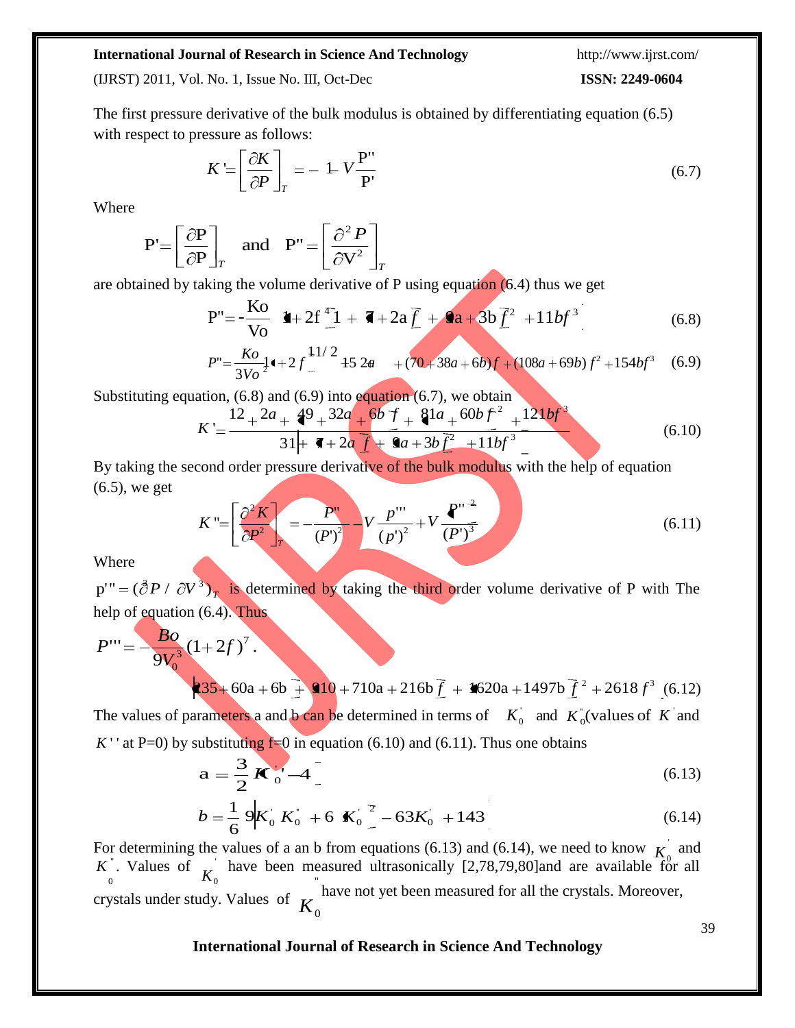The first pressure derivative of the bulk modulus is obtained by differentiating equation (6.5) with respect to pressure as follows:

$$K' = \left[\frac{\partial K}{\partial P}\right]_T = -1 - V\frac{P''}{P'} \quad (6.7)$$

Where

$$P' = \left[\frac{\partial P}{\partial P}\right]_T \quad \text{and} \quad P'' = \left[\frac{\partial^2 P}{\partial V^2}\right]_T$$

are obtained by taking the volume derivative of P using equation (6.4) thus we get

$$P'' = -\frac{Ko}{Vo}(1+2f)^{5/2}\left[1 + (7+2a)f + (9a+3b)f^2 + 11bf^3\right] \quad (6.8)$$

$$P'' = \frac{Ko}{3Vo^2}(1+2f)^{11/2}\left[15 + 2a + (70+38a+6b)f + (108a+69b)f^2 + 154bf^3\right] \quad (6.9)$$

Substituting equation, (6.8) and (6.9) into equation (6.7), we obtain

$$K' = \frac{12 + 2a + (49+32a+6b)f + (81a+60bf)f^2 + 121bf^3}{3\left[1 + (7+2a)f + (9a+3b)f^2 + 11bf^3\right]} \quad (6.10)$$

By taking the second order pressure derivative of the bulk modulus with the help of equation (6.5), we get

$$K'' = \left[\frac{\partial^2 K}{\partial P^2}\right]_T = -\frac{P''}{(P')^2} - V\frac{p'''}{(p')^2} + V\frac{(P'')^2}{(P')^3} \quad (6.11)$$

Where

$p''' = (\partial^3 P / \partial V^3)_T$ is determined by taking the third order volume derivative of P with The help of equation (6.4). Thus

$$P''' = -\frac{Bo}{9V_0^3}(1+2f)^7.$$

$$\left[235 + 60a + 6b + (910 + 710a + 216b)f + (1620a + 1497b)f^2 + 2618f^3\right] \quad (6.12)$$

The values of parameters a and b can be determined in terms of $K_0'$ and $K_0''$(values of $K'$ and $K''$ at P=0) by substituting f=0 in equation (6.10) and (6.11). Thus one obtains

$$a = \frac{3}{2}(K_0' - 4) \quad (6.13)$$

$$b = \frac{1}{6}\left[9K_0' K_0'' + 6(K_0')^2 - 63K_0' + 143\right] \quad (6.14)$$

For determining the values of a an b from equations (6.13) and (6.14), we need to know $K_0'$ and $K_0''$. Values of $K_0'$ have been measured ultrasonically [2,78,79,80]and are available for all crystals under study. Values of $K_0''$ have not yet been measured for all the crystals. Moreover,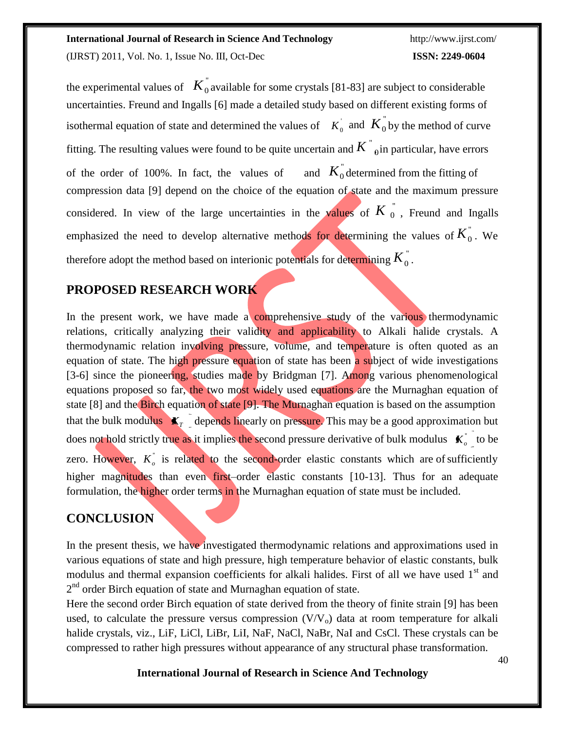the experimental values of $K_0''$ available for some crystals [81-83] are subject to considerable uncertainties. Freund and Ingalls [6] made a detailed study based on different existing forms of isothermal equation of state and determined the values of $K_0'$ and $K_0''$ by the method of curve fitting. The resulting values were found to be quite uncertain and $K''_0$ in particular, have errors of the order of 100%. In fact, the values of and $K_0''$ determined from the fitting of compression data [9] depend on the choice of the equation of state and the maximum pressure considered. In view of the large uncertainties in the values of $K_0''$, Freund and Ingalls emphasized the need to develop alternative methods for determining the values of $K_0''$. We therefore adopt the method based on interionic potentials for determining $K_0''$.

## PROPOSED RESEARCH WORK

In the present work, we have made a comprehensive study of the various thermodynamic relations, critically analyzing their validity and applicability to Alkali halide crystals. A thermodynamic relation involving pressure, volume, and temperature is often quoted as an equation of state. The high pressure equation of state has been a subject of wide investigations [3-6] since the pioneering, studies made by Bridgman [7]. Among various phenomenological equations proposed so far, the two most widely used equations are the Murnaghan equation of state [8] and the Birch equation of state [9]. The Murnaghan equation is based on the assumption that the bulk modulus $(K_T)$ depends linearly on pressure. This may be a good approximation but does not hold strictly true as it implies the second pressure derivative of bulk modulus $(K_o'')$ to be zero. However, $K_o''$ is related to the second-order elastic constants which are of sufficiently higher magnitudes than even first–order elastic constants [10-13]. Thus for an adequate formulation, the higher order terms in the Murnaghan equation of state must be included.

## CONCLUSION

In the present thesis, we have investigated thermodynamic relations and approximations used in various equations of state and high pressure, high temperature behavior of elastic constants, bulk modulus and thermal expansion coefficients for alkali halides. First of all we have used 1st and 2nd order Birch equation of state and Murnaghan equation of state.

Here the second order Birch equation of state derived from the theory of finite strain [9] has been used, to calculate the pressure versus compression $(V/V_o)$ data at room temperature for alkali halide crystals, viz., LiF, LiCl, LiBr, LiI, NaF, NaCl, NaBr, NaI and CsCl. These crystals can be compressed to rather high pressures without appearance of any structural phase transformation.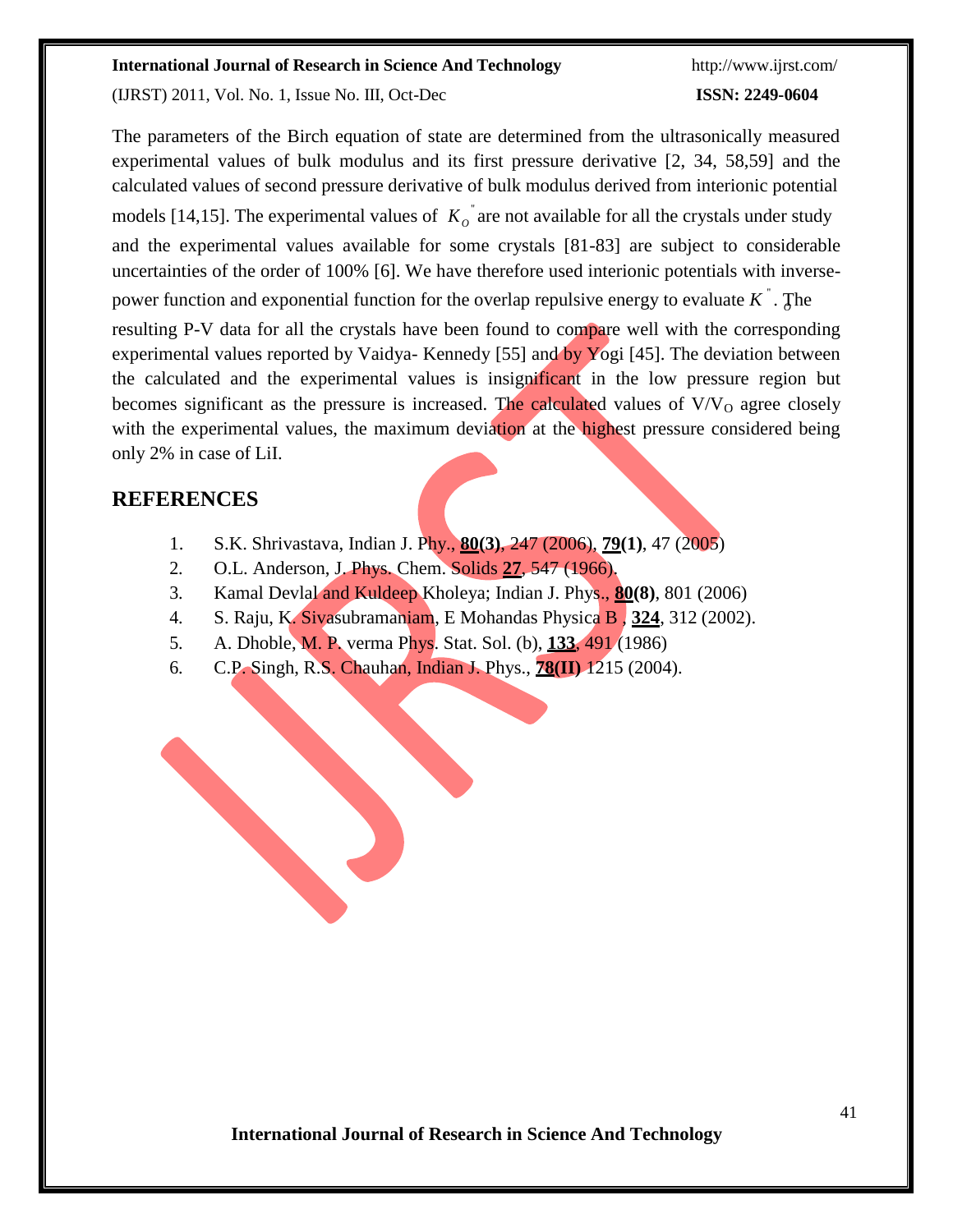The parameters of the Birch equation of state are determined from the ultrasonically measured experimental values of bulk modulus and its first pressure derivative [2, 34, 58,59] and the calculated values of second pressure derivative of bulk modulus derived from interionic potential models [14,15]. The experimental values of $K_O''$ are not available for all the crystals under study and the experimental values available for some crystals [81-83] are subject to considerable uncertainties of the order of 100% [6]. We have therefore used interionic potentials with inverse-power function and exponential function for the overlap repulsive energy to evaluate $K_O''$. The resulting P-V data for all the crystals have been found to compare well with the corresponding experimental values reported by Vaidya- Kennedy [55] and by Yogi [45]. The deviation between the calculated and the experimental values is insignificant in the low pressure region but becomes significant as the pressure is increased. The calculated values of $V/V_O$ agree closely with the experimental values, the maximum deviation at the highest pressure considered being only 2% in case of LiI.

## REFERENCES

1. S.K. Shrivastava, Indian J. Phy., **80(3)**, 247 (2006), **79(1)**, 47 (2005)
2. O.L. Anderson, J. Phys. Chem. Solids **27**, 547 (1966).
3. Kamal Devlal and Kuldeep Kholeya; Indian J. Phys., **80(8)**, 801 (2006)
4. S. Raju, K. Sivasubramaniam, E Mohandas Physica B , **324**, 312 (2002).
5. A. Dhoble, M. P. verma Phys. Stat. Sol. (b), **133**, 491 (1986)
6. C.P. Singh, R.S. Chauhan, Indian J. Phys., **78(II)** 1215 (2004).